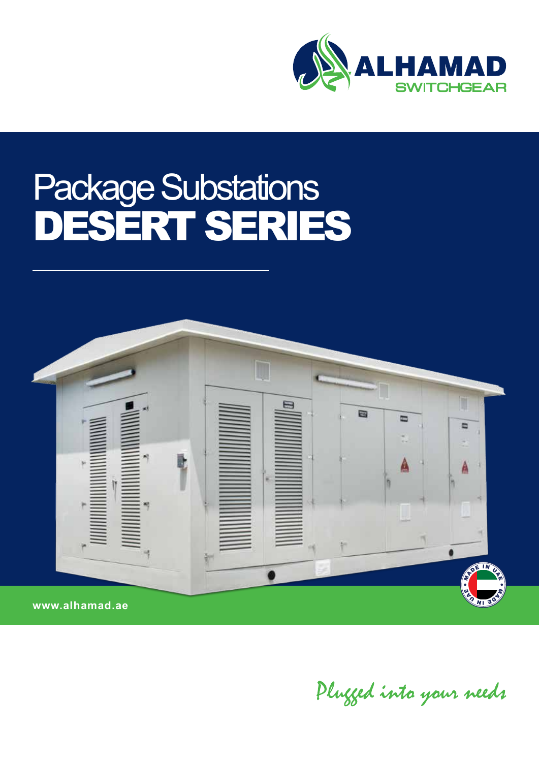ALHAMAD
SWITCHGEAR

# Package Substations
# DESERT SERIES

www.alhamad.ae

*Plugged into your needs*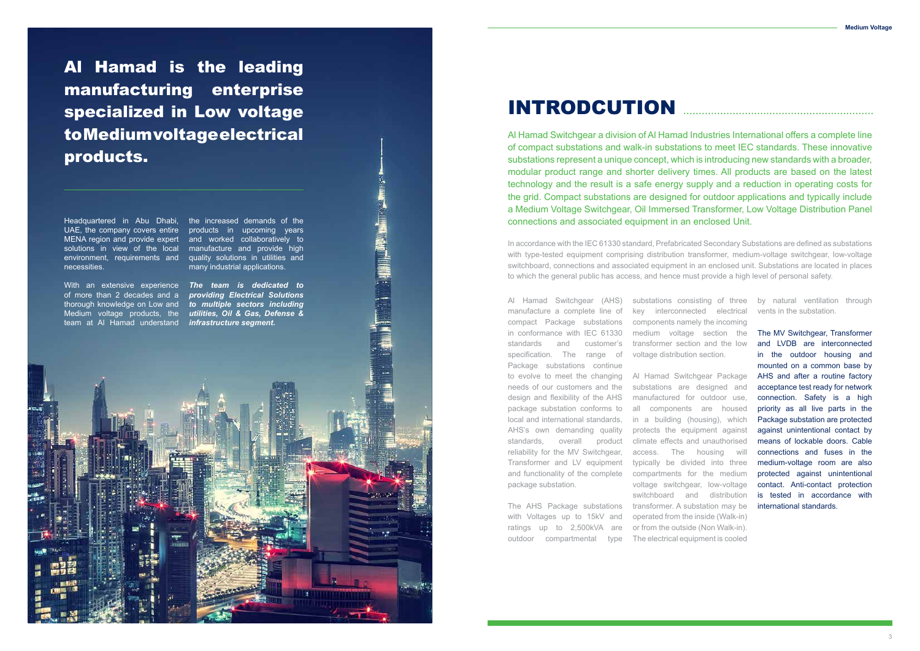## Al Hamad is the leading manufacturing enterprise specialized in Low voltage to Medium voltage electrical products.

Headquartered in Abu Dhabi, UAE, the company covers entire MENA region and provide expert solutions in view of the local environment, requirements and necessities.

With an extensive experience of more than 2 decades and a thorough knowledge on Low and Medium voltage products, the team at Al Hamad understand the increased demands of the products in upcoming years and worked collaboratively to manufacture and provide high quality solutions in utilities and many industrial applications.

***The team is dedicated to providing Electrical Solutions to multiple sectors including utilities, Oil & Gas, Defense & infrastructure segment.***

# INTRODCUTION

Al Hamad Switchgear a division of Al Hamad Industries International offers a complete line of compact substations and walk-in substations to meet IEC standards. These innovative substations represent a unique concept, which is introducing new standards with a broader, modular product range and shorter delivery times. All products are based on the latest technology and the result is a safe energy supply and a reduction in operating costs for the grid. Compact substations are designed for outdoor applications and typically include a Medium Voltage Switchgear, Oil Immersed Transformer, Low Voltage Distribution Panel connections and associated equipment in an enclosed Unit.

In accordance with the IEC 61330 standard, Prefabricated Secondary Substations are defined as substations with type-tested equipment comprising distribution transformer, medium-voltage switchgear, low-voltage switchboard, connections and associated equipment in an enclosed unit. Substations are located in places to which the general public has access, and hence must provide a high level of personal safety.

Al Hamad Switchgear (AHS) manufacture a complete line of compact Package substations in conformance with IEC 61330 standards and customer's specification. The range of Package substations continue to evolve to meet the changing needs of our customers and the design and flexibility of the AHS package substation conforms to local and international standards, AHS's own demanding quality standards, overall product reliability for the MV Switchgear, Transformer and LV equipment and functionality of the complete package substation.

The AHS Package substations with Voltages up to 15kV and ratings up to 2,500kVA are outdoor compartmental type substations consisting of three key interconnected electrical components namely the incoming medium voltage section the transformer section and the low voltage distribution section.

Al Hamad Switchgear Package substations are designed and manufactured for outdoor use, all components are housed in a building (housing), which protects the equipment against climate effects and unauthorised access. The housing will typically be divided into three compartments for the medium voltage switchgear, low-voltage switchboard and distribution transformer. A substation may be operated from the inside (Walk-in) or from the outside (Non Walk-in). The electrical equipment is cooled by natural ventilation through vents in the substation.

The MV Switchgear, Transformer and LVDB are interconnected in the outdoor housing and mounted on a common base by AHS and after a routine factory acceptance test ready for network connection. Safety is a high priority as all live parts in the Package substation are protected against unintentional contact by means of lockable doors. Cable connections and fuses in the medium-voltage room are also protected against unintentional contact. Anti-contact protection is tested in accordance with international standards.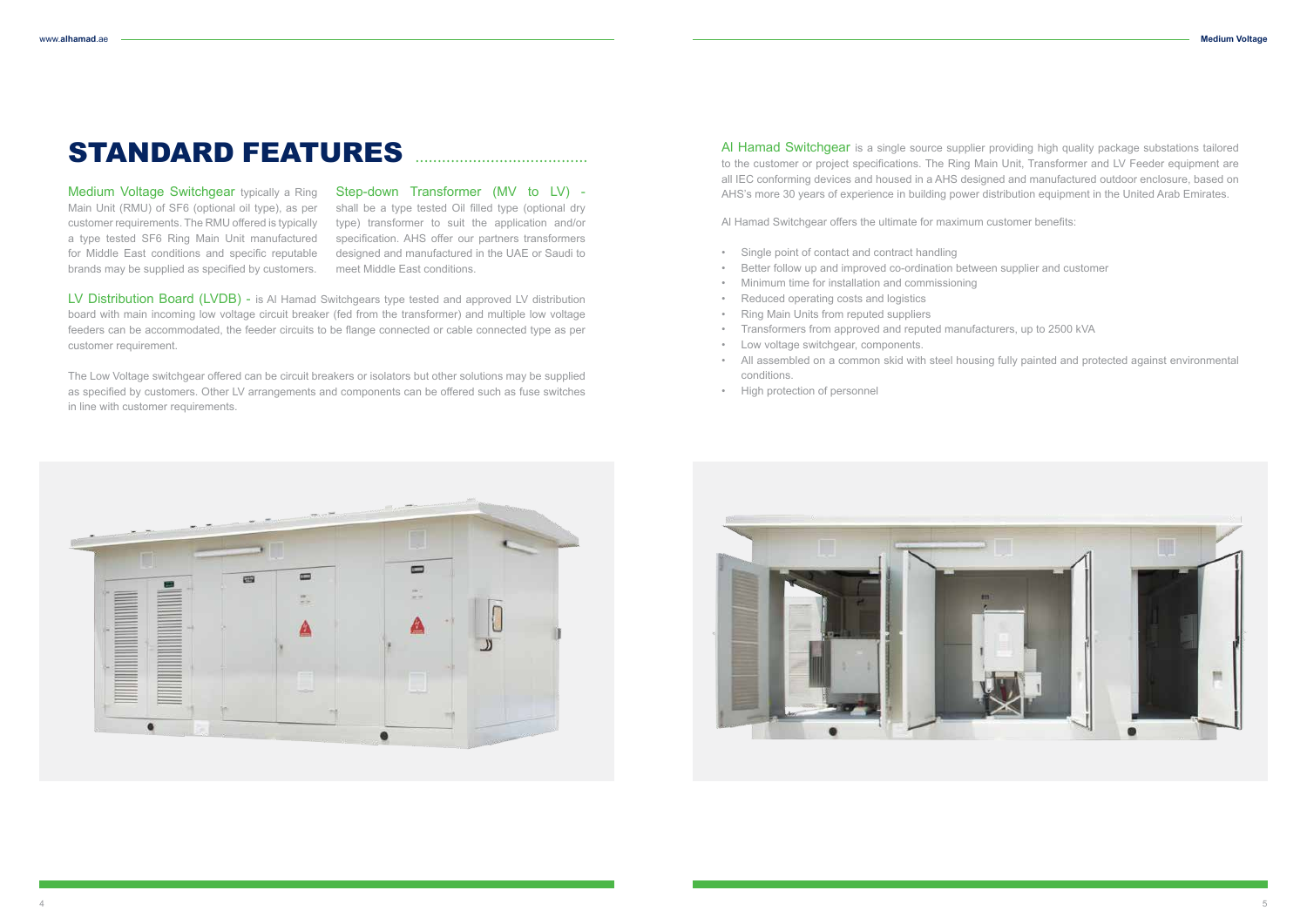# STANDARD FEATURES

Medium Voltage Switchgear typically a Ring Main Unit (RMU) of SF6 (optional oil type), as per customer requirements. The RMU offered is typically a type tested SF6 Ring Main Unit manufactured for Middle East conditions and specific reputable brands may be supplied as specified by customers.

Step-down Transformer (MV to LV) - shall be a type tested Oil filled type (optional dry type) transformer to suit the application and/or specification. AHS offer our partners transformers designed and manufactured in the UAE or Saudi to meet Middle East conditions.

LV Distribution Board (LVDB) - is Al Hamad Switchgears type tested and approved LV distribution board with main incoming low voltage circuit breaker (fed from the transformer) and multiple low voltage feeders can be accommodated, the feeder circuits to be flange connected or cable connected type as per customer requirement.

The Low Voltage switchgear offered can be circuit breakers or isolators but other solutions may be supplied as specified by customers. Other LV arrangements and components can be offered such as fuse switches in line with customer requirements.

Al Hamad Switchgear is a single source supplier providing high quality package substations tailored to the customer or project specifications. The Ring Main Unit, Transformer and LV Feeder equipment are all IEC conforming devices and housed in a AHS designed and manufactured outdoor enclosure, based on AHS's more 30 years of experience in building power distribution equipment in the United Arab Emirates.

Al Hamad Switchgear offers the ultimate for maximum customer benefits:

- Single point of contact and contract handling
- Better follow up and improved co-ordination between supplier and customer
- Minimum time for installation and commissioning
- Reduced operating costs and logistics
- Ring Main Units from reputed suppliers
- Transformers from approved and reputed manufacturers, up to 2500 kVA
- Low voltage switchgear, components.
- All assembled on a common skid with steel housing fully painted and protected against environmental conditions.
- High protection of personnel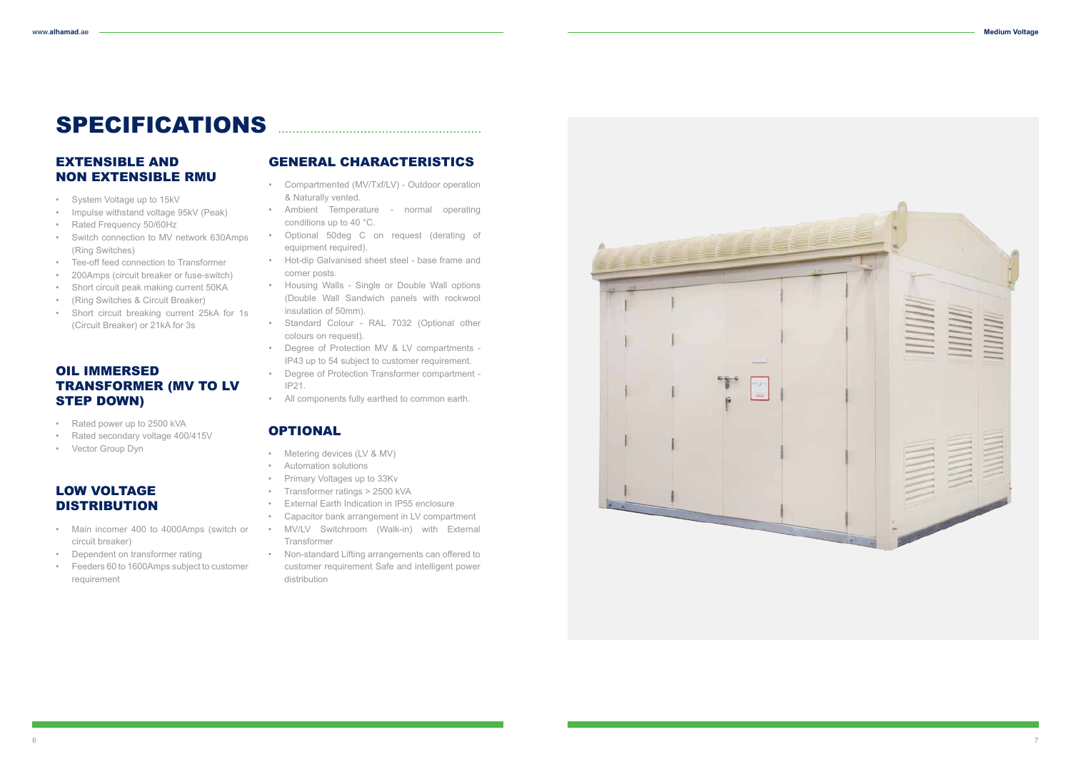# SPECIFICATIONS

## EXTENSIBLE AND NON EXTENSIBLE RMU

- System Voltage up to 15kV
- Impulse withstand voltage 95kV (Peak)
- Rated Frequency 50/60Hz
- Switch connection to MV network 630Amps (Ring Switches)
- Tee-off feed connection to Transformer
- 200Amps (circuit breaker or fuse-switch)
- Short circuit peak making current 50KA
- (Ring Switches & Circuit Breaker)
- Short circuit breaking current 25kA for 1s (Circuit Breaker) or 21kA for 3s

## OIL IMMERSED TRANSFORMER (MV TO LV STEP DOWN)

- Rated power up to 2500 kVA
- Rated secondary voltage 400/415V
- Vector Group Dyn

## LOW VOLTAGE DISTRIBUTION

- Main incomer 400 to 4000Amps (switch or circuit breaker)
- Dependent on transformer rating
- Feeders 60 to 1600Amps subject to customer requirement

## GENERAL CHARACTERISTICS

- Compartmented (MV/Txf/LV) - Outdoor operation & Naturally vented.
- Ambient Temperature - normal operating conditions up to 40 °C.
- Optional 50deg C on request (derating of equipment required).
- Hot-dip Galvanised sheet steel - base frame and corner posts.
- Housing Walls - Single or Double Wall options (Double Wall Sandwich panels with rockwool insulation of 50mm).
- Standard Colour - RAL 7032 (Optional other colours on request).
- Degree of Protection MV & LV compartments - IP43 up to 54 subject to customer requirement.
- Degree of Protection Transformer compartment - IP21.
- All components fully earthed to common earth.

## OPTIONAL

- Metering devices (LV & MV)
- Automation solutions
- Primary Voltages up to 33Kv
- Transformer ratings > 2500 kVA
- External Earth Indication in IP55 enclosure
- Capacitor bank arrangement in LV compartment
- MV/LV Switchroom (Walk-in) with External Transformer
- Non-standard Lifting arrangements can offered to customer requirement Safe and intelligent power distribution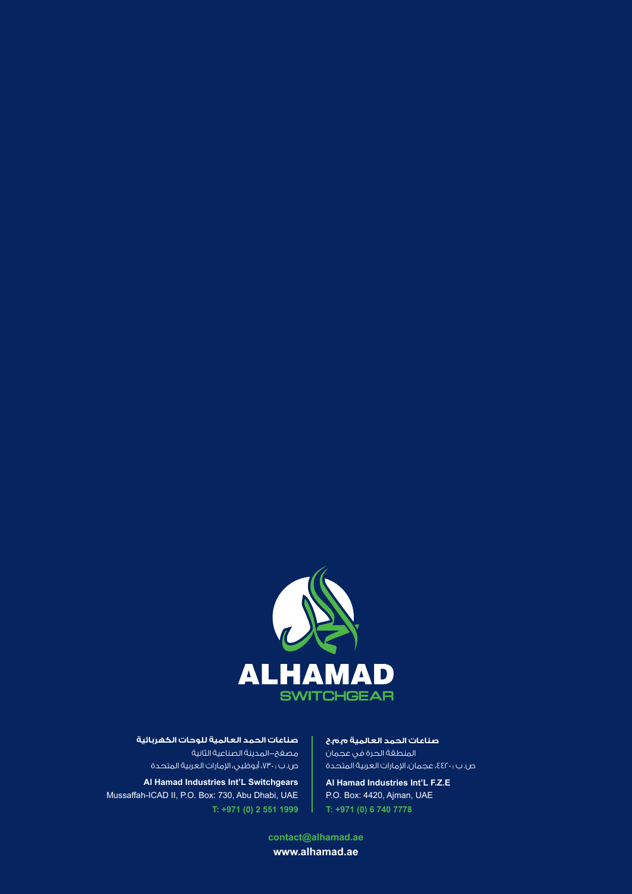ALHAMAD
SWITCHGEAR

**صناعات الحمد العالمية للوحات الكهربائية**
مصفح-المدينة الصناعية الثانية
ص.ب: ٧٣٠، أبوظبي، الإمارات العربية المتحدة

**Al Hamad Industries Int'L Switchgears**
Mussaffah-ICAD II, P.O. Box: 730, Abu Dhabi, UAE
**T: +971 (0) 2 551 1999**

**صناعات الحمد العالمية م.م.ح**
المنطقة الحرة في عجمان
ص.ب: ٤٤٢٠، عجمان، الإمارات العربية المتحدة

**Al Hamad Industries Int'L F.Z.E**
P.O. Box: 4420, Ajman, UAE
**T: +971 (0) 6 740 7778**

**contact@alhamad.ae**
**www.alhamad.ae**